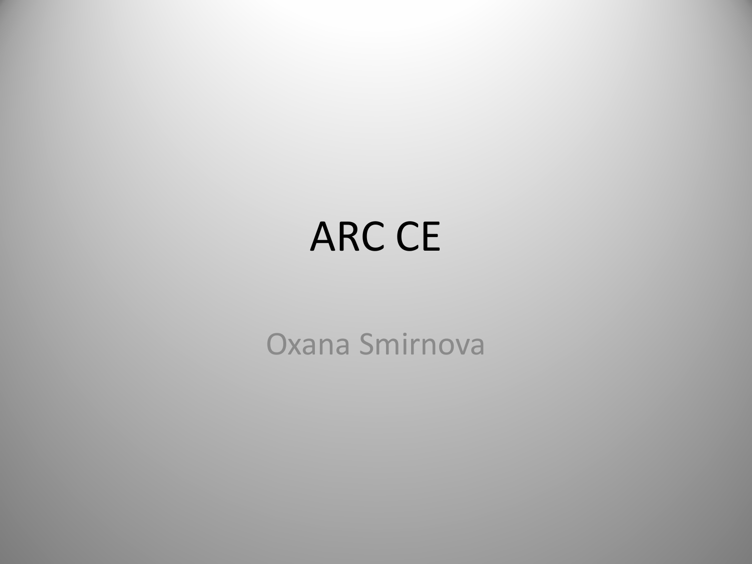# ARC CE

Oxana Smirnova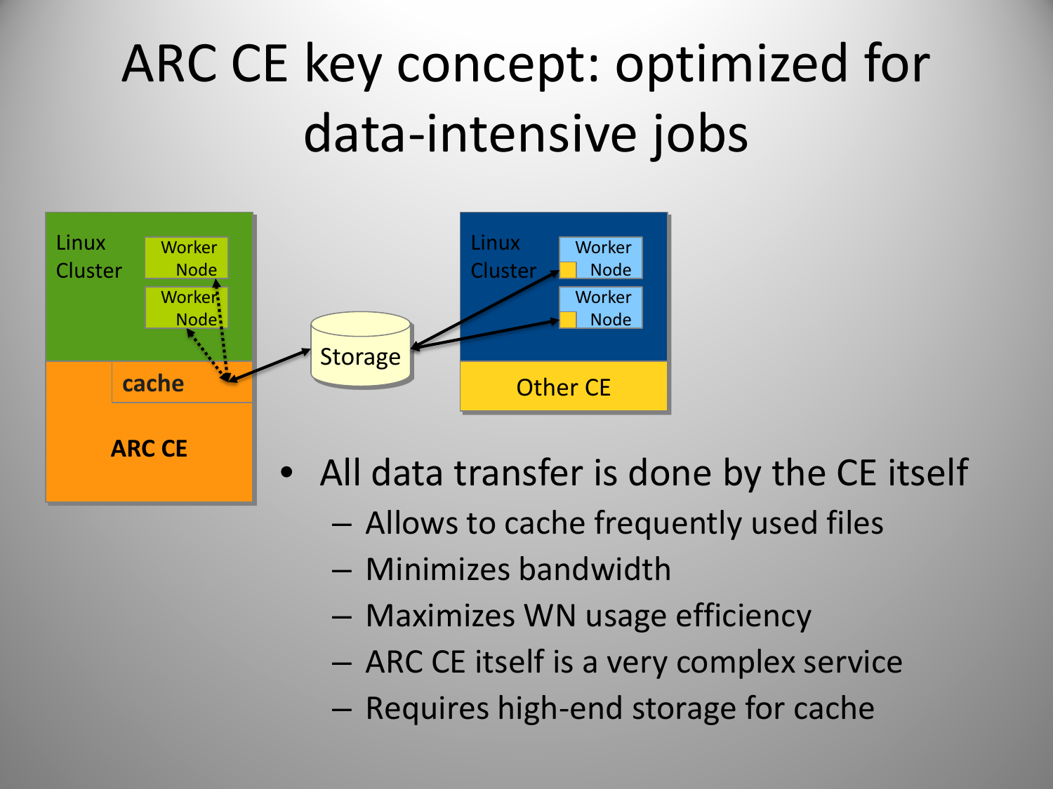# ARC CE key concept: optimized for data-intensive jobs

Linux Cluster — Worker Node, Worker Node — cache — ARC CE — Storage — Linux Cluster — Worker Node, Worker Node — Other CE

- All data transfer is done by the CE itself
  - Allows to cache frequently used files
  - Minimizes bandwidth
  - Maximizes WN usage efficiency
  - ARC CE itself is a very complex service
  - Requires high-end storage for cache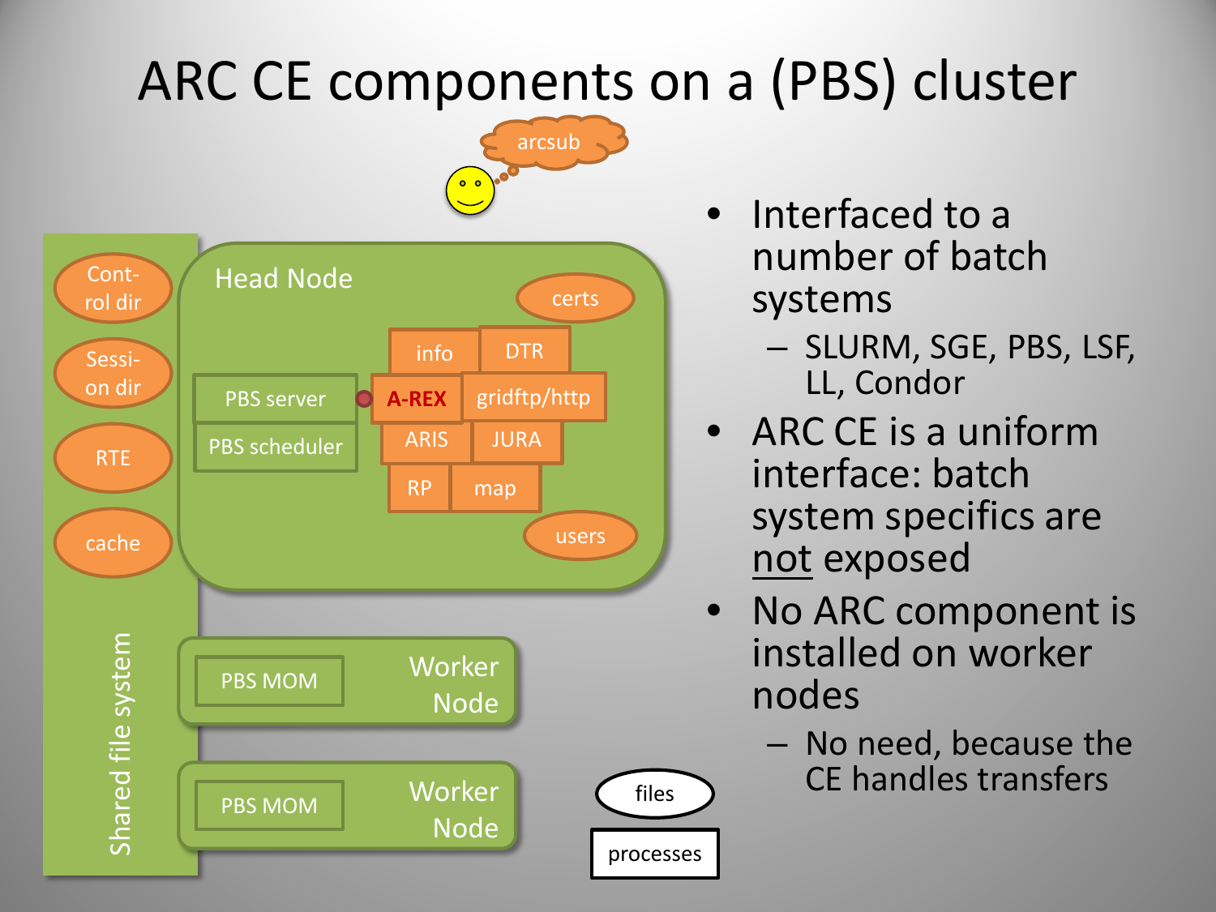# ARC CE components on a (PBS) cluster

arcsub

Head Node

- Cont-rol dir
- Sessi-on dir
- RTE
- cache

certs

info | DTR

PBS server — A-REX | gridftp/http

PBS scheduler — ARIS | JURA

RP | map

users

Worker Node — PBS MOM

Worker Node — PBS MOM

Shared file system

files

processes

- Interfaced to a number of batch systems
  - SLURM, SGE, PBS, LSF, LL, Condor
- ARC CE is a uniform interface: batch system specifics are <u>not</u> exposed
- No ARC component is installed on worker nodes
  - No need, because the CE handles transfers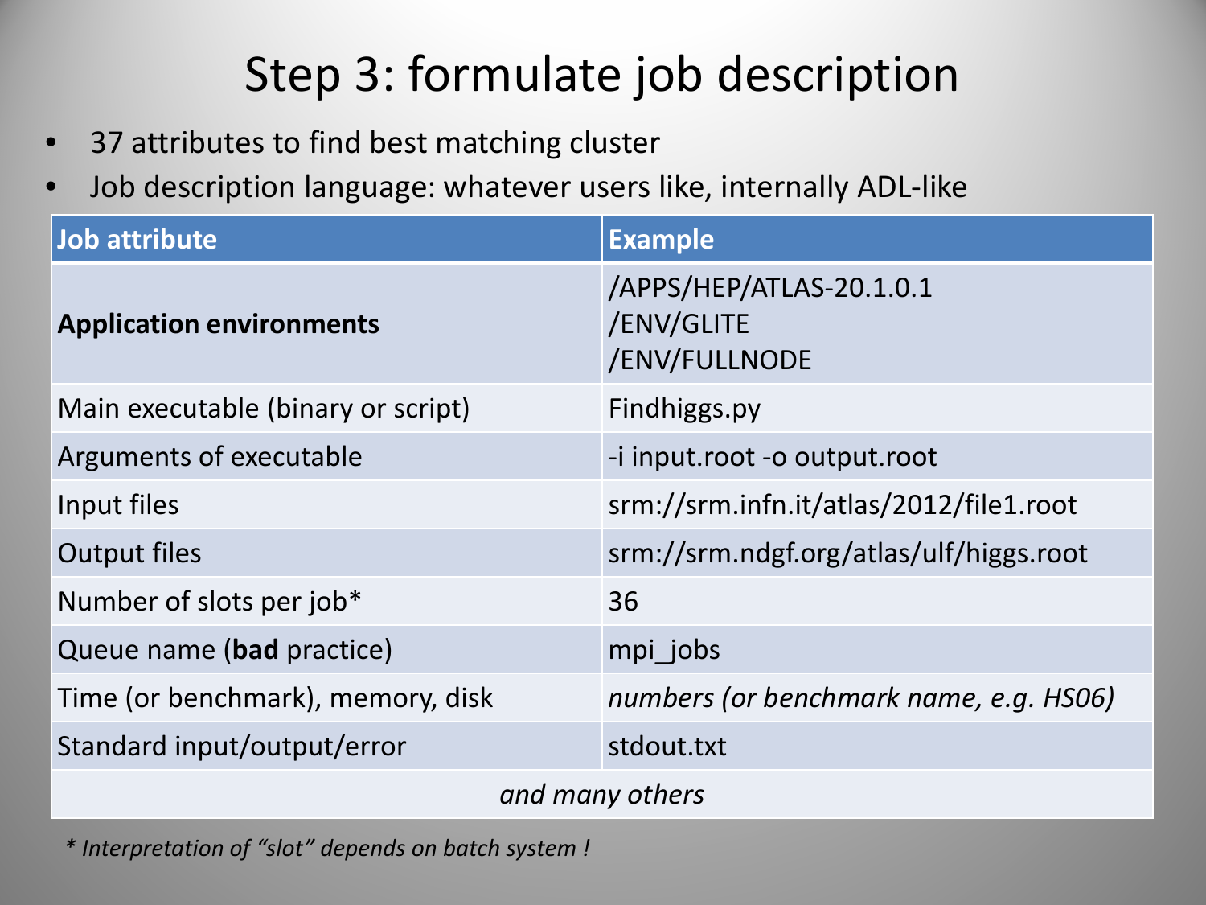# Step 3: formulate job description

- 37 attributes to find best matching cluster
- Job description language: whatever users like, internally ADL-like

| Job attribute | Example |
|---|---|
| **Application environments** | /APPS/HEP/ATLAS-20.1.0.1<br>/ENV/GLITE<br>/ENV/FULLNODE |
| Main executable (binary or script) | Findhiggs.py |
| Arguments of executable | -i input.root -o output.root |
| Input files | srm://srm.infn.it/atlas/2012/file1.root |
| Output files | srm://srm.ndgf.org/atlas/ulf/higgs.root |
| Number of slots per job* | 36 |
| Queue name (**bad** practice) | mpi_jobs |
| Time (or benchmark), memory, disk | *numbers (or benchmark name, e.g. HS06)* |
| Standard input/output/error | stdout.txt |
| *and many others* | |

*\* Interpretation of "slot" depends on batch system !*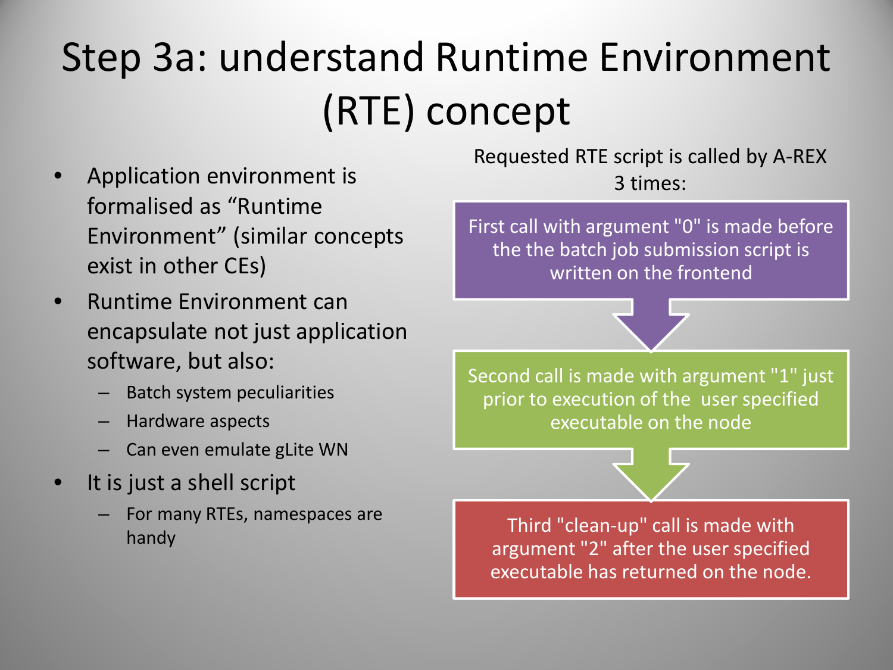# Step 3a: understand Runtime Environment (RTE) concept

- Application environment is formalised as “Runtime Environment” (similar concepts exist in other CEs)
- Runtime Environment can encapsulate not just application software, but also:
  - Batch system peculiarities
  - Hardware aspects
  - Can even emulate gLite WN
- It is just a shell script
  - For many RTEs, namespaces are handy

Requested RTE script is called by A-REX 3 times:

1. First call with argument "0" is made before the the batch job submission script is written on the frontend
2. Second call is made with argument "1" just prior to execution of the user specified executable on the node
3. Third "clean-up" call is made with argument "2" after the user specified executable has returned on the node.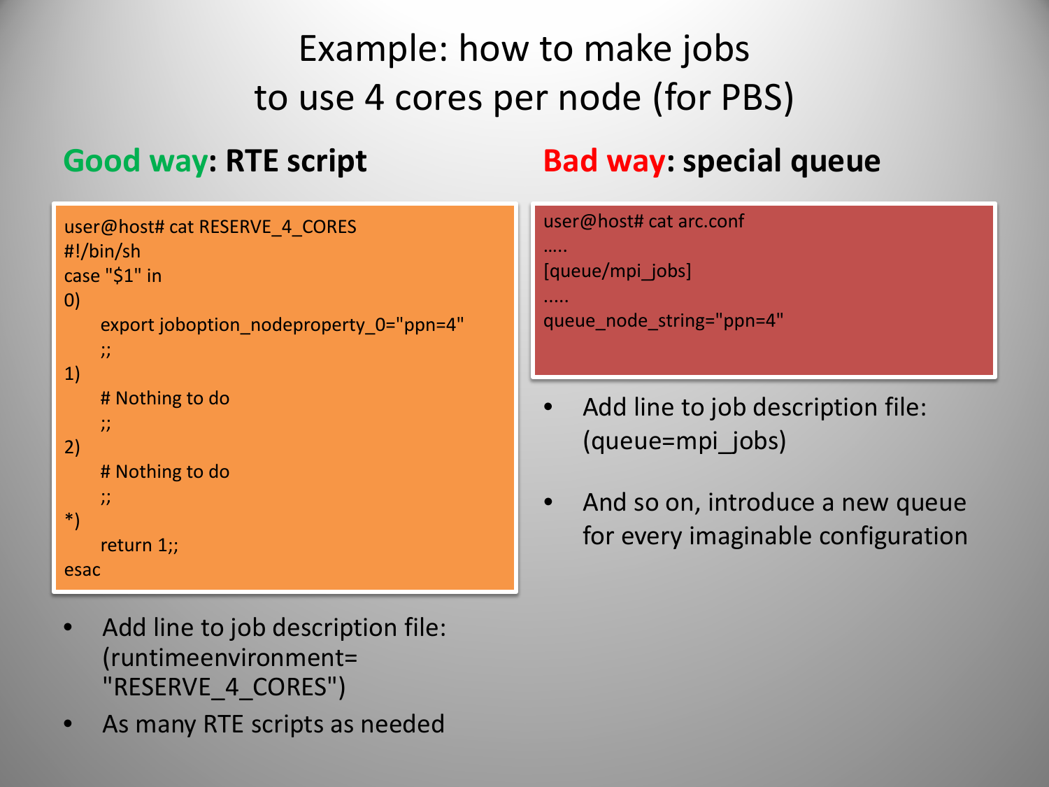# Example: how to make jobs to use 4 cores per node (for PBS)

## Good way: RTE script

```
user@host# cat RESERVE_4_CORES
#!/bin/sh
case "$1" in
0)
    export joboption_nodeproperty_0="ppn=4"
    ;;
1)
    # Nothing to do
    ;;
2)
    # Nothing to do
    ;;
*)
    return 1;;
esac
```

- Add line to job description file: (runtimeenvironment= "RESERVE_4_CORES")
- As many RTE scripts as needed

## Bad way: special queue

```
user@host# cat arc.conf
.....
[queue/mpi_jobs]
.....
queue_node_string="ppn=4"
```

- Add line to job description file: (queue=mpi_jobs)
- And so on, introduce a new queue for every imaginable configuration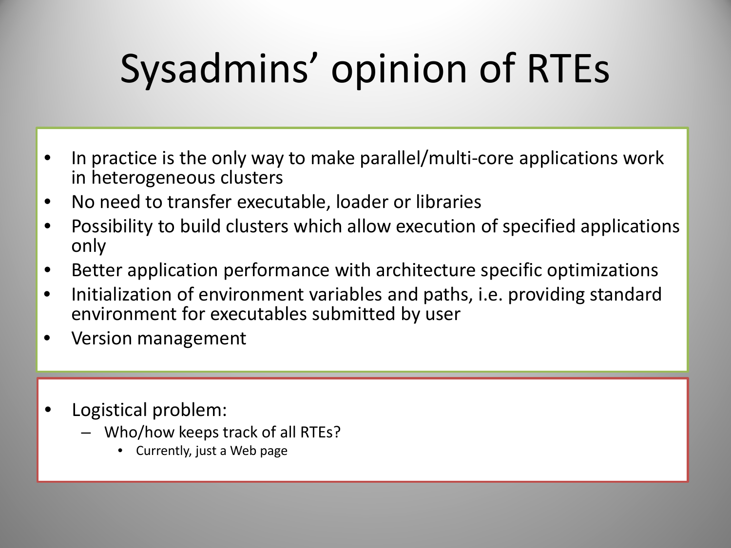# Sysadmins' opinion of RTEs

- In practice is the only way to make parallel/multi-core applications work in heterogeneous clusters
- No need to transfer executable, loader or libraries
- Possibility to build clusters which allow execution of specified applications only
- Better application performance with architecture specific optimizations
- Initialization of environment variables and paths, i.e. providing standard environment for executables submitted by user
- Version management

- Logistical problem:
  - Who/how keeps track of all RTEs?
    - Currently, just a Web page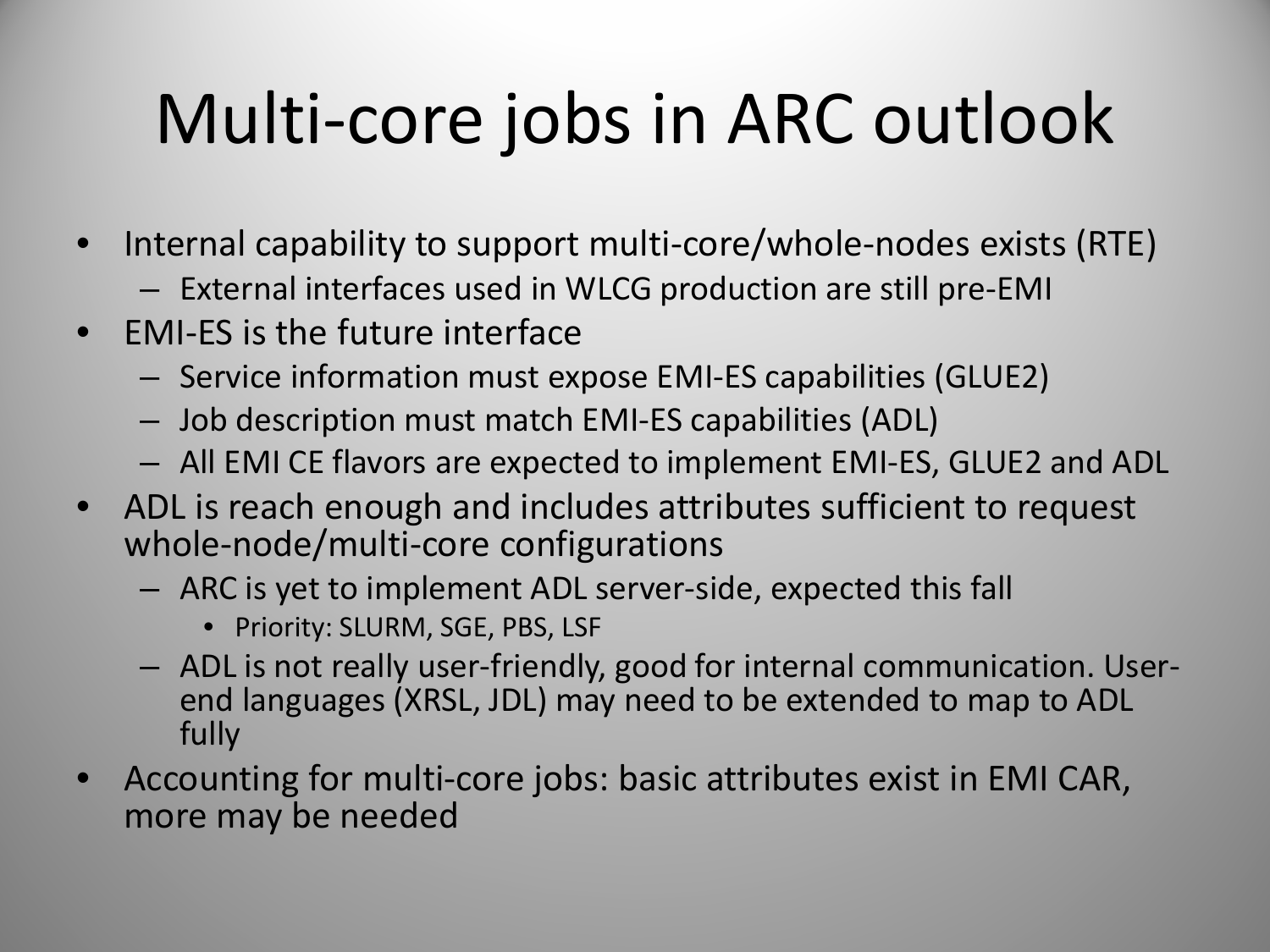# Multi-core jobs in ARC outlook

- Internal capability to support multi-core/whole-nodes exists (RTE)
  - External interfaces used in WLCG production are still pre-EMI
- EMI-ES is the future interface
  - Service information must expose EMI-ES capabilities (GLUE2)
  - Job description must match EMI-ES capabilities (ADL)
  - All EMI CE flavors are expected to implement EMI-ES, GLUE2 and ADL
- ADL is reach enough and includes attributes sufficient to request whole-node/multi-core configurations
  - ARC is yet to implement ADL server-side, expected this fall
    - Priority: SLURM, SGE, PBS, LSF
  - ADL is not really user-friendly, good for internal communication. User-end languages (XRSL, JDL) may need to be extended to map to ADL fully
- Accounting for multi-core jobs: basic attributes exist in EMI CAR, more may be needed